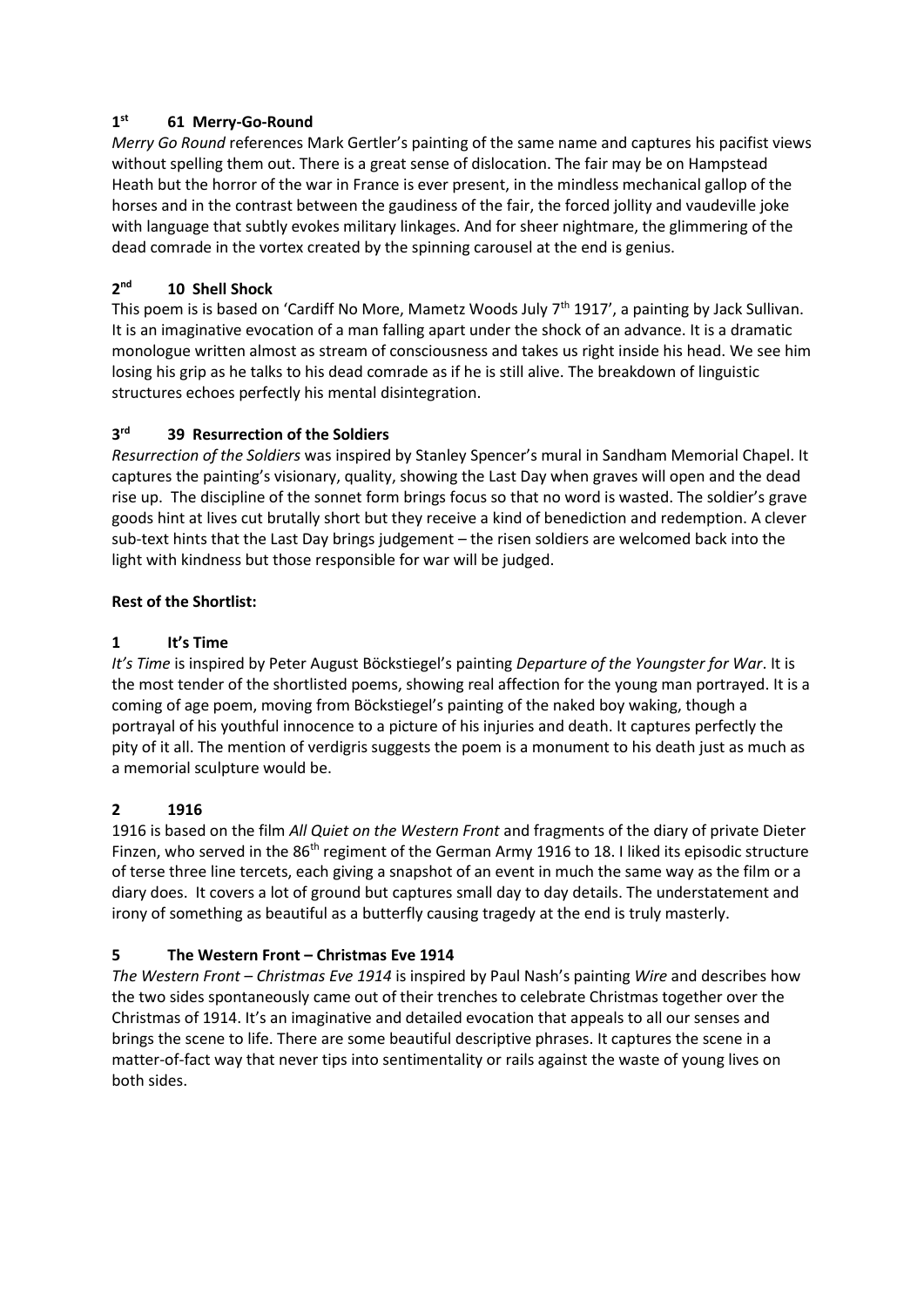### 1st 61 Merry-Go-Round

*Merry Go Round* references Mark Gertler's painting of the same name and captures his pacifist views without spelling them out. There is a great sense of dislocation. The fair may be on Hampstead Heath but the horror of the war in France is ever present, in the mindless mechanical gallop of the horses and in the contrast between the gaudiness of the fair, the forced jollity and vaudeville joke with language that subtly evokes military linkages. And for sheer nightmare, the glimmering of the dead comrade in the vortex created by the spinning carousel at the end is genius.

### 2nd 10 Shell Shock

This poem is is based on 'Cardiff No More, Mametz Woods July 7th 1917', a painting by Jack Sullivan. It is an imaginative evocation of a man falling apart under the shock of an advance. It is a dramatic monologue written almost as stream of consciousness and takes us right inside his head. We see him losing his grip as he talks to his dead comrade as if he is still alive. The breakdown of linguistic structures echoes perfectly his mental disintegration.

### 3rd 39 Resurrection of the Soldiers

*Resurrection of the Soldiers* was inspired by Stanley Spencer's mural in Sandham Memorial Chapel. It captures the painting's visionary, quality, showing the Last Day when graves will open and the dead rise up. The discipline of the sonnet form brings focus so that no word is wasted. The soldier's grave goods hint at lives cut brutally short but they receive a kind of benediction and redemption. A clever sub-text hints that the Last Day brings judgement – the risen soldiers are welcomed back into the light with kindness but those responsible for war will be judged.

**Rest of the Shortlist:**

### 1 It's Time

*It's Time* is inspired by Peter August Böckstiegel's painting *Departure of the Youngster for War*. It is the most tender of the shortlisted poems, showing real affection for the young man portrayed. It is a coming of age poem, moving from Böckstiegel's painting of the naked boy waking, though a portrayal of his youthful innocence to a picture of his injuries and death. It captures perfectly the pity of it all. The mention of verdigris suggests the poem is a monument to his death just as much as a memorial sculpture would be.

### 2 1916

1916 is based on the film *All Quiet on the Western Front* and fragments of the diary of private Dieter Finzen, who served in the 86th regiment of the German Army 1916 to 18. I liked its episodic structure of terse three line tercets, each giving a snapshot of an event in much the same way as the film or a diary does. It covers a lot of ground but captures small day to day details. The understatement and irony of something as beautiful as a butterfly causing tragedy at the end is truly masterly.

### 5 The Western Front – Christmas Eve 1914

*The Western Front – Christmas Eve 1914* is inspired by Paul Nash's painting *Wire* and describes how the two sides spontaneously came out of their trenches to celebrate Christmas together over the Christmas of 1914. It's an imaginative and detailed evocation that appeals to all our senses and brings the scene to life. There are some beautiful descriptive phrases. It captures the scene in a matter-of-fact way that never tips into sentimentality or rails against the waste of young lives on both sides.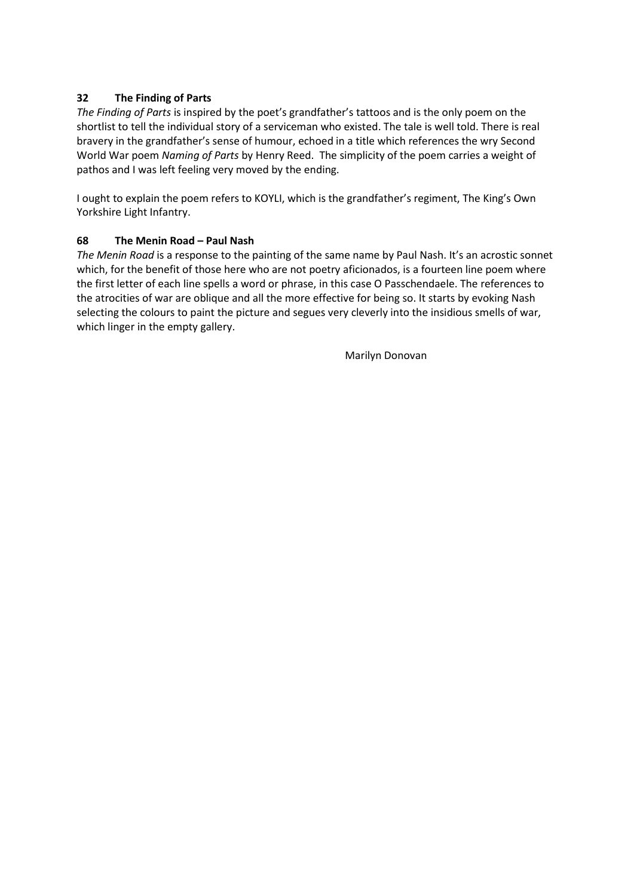### 32 The Finding of Parts

*The Finding of Parts* is inspired by the poet's grandfather's tattoos and is the only poem on the shortlist to tell the individual story of a serviceman who existed. The tale is well told. There is real bravery in the grandfather's sense of humour, echoed in a title which references the wry Second World War poem *Naming of Parts* by Henry Reed. The simplicity of the poem carries a weight of pathos and I was left feeling very moved by the ending.

I ought to explain the poem refers to KOYLI, which is the grandfather's regiment, The King's Own Yorkshire Light Infantry.

### 68 The Menin Road – Paul Nash

*The Menin Road* is a response to the painting of the same name by Paul Nash. It's an acrostic sonnet which, for the benefit of those here who are not poetry aficionados, is a fourteen line poem where the first letter of each line spells a word or phrase, in this case O Passchendaele. The references to the atrocities of war are oblique and all the more effective for being so. It starts by evoking Nash selecting the colours to paint the picture and segues very cleverly into the insidious smells of war, which linger in the empty gallery.

Marilyn Donovan